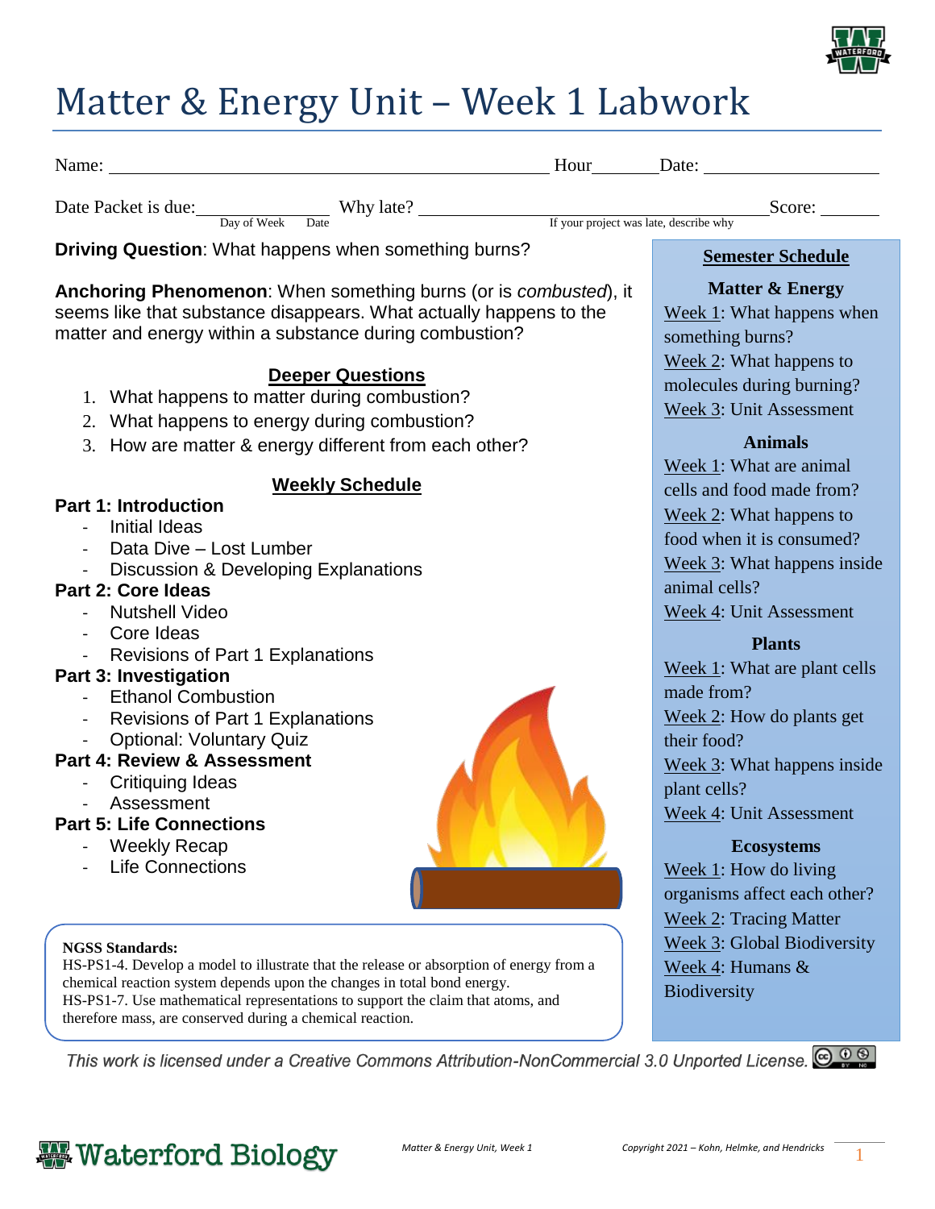# Matter & Energy Unit – Week 1 Labwork

Name: ______________________________ Hour______ Date: ______________

Date Packet is due: ______________ (Day of Week, Date) Why late? ______________________ (If your project was late, describe why) Score: ______

**Driving Question**: What happens when something burns?

**Anchoring Phenomenon**: When something burns (or is *combusted*), it seems like that substance disappears. What actually happens to the matter and energy within a substance during combustion?

## Deeper Questions

1. What happens to matter during combustion?
2. What happens to energy during combustion?
3. How are matter & energy different from each other?

## Weekly Schedule

**Part 1: Introduction**
- Initial Ideas
- Data Dive – Lost Lumber
- Discussion & Developing Explanations

**Part 2: Core Ideas**
- Nutshell Video
- Core Ideas
- Revisions of Part 1 Explanations

**Part 3: Investigation**
- Ethanol Combustion
- Revisions of Part 1 Explanations
- Optional: Voluntary Quiz

**Part 4: Review & Assessment**
- Critiquing Ideas
- Assessment

**Part 5: Life Connections**
- Weekly Recap
- Life Connections

**NGSS Standards:**
HS-PS1-4. Develop a model to illustrate that the release or absorption of energy from a chemical reaction system depends upon the changes in total bond energy.
HS-PS1-7. Use mathematical representations to support the claim that atoms, and therefore mass, are conserved during a chemical reaction.

## Semester Schedule

**Matter & Energy**
- Week 1: What happens when something burns?
- Week 2: What happens to molecules during burning?
- Week 3: Unit Assessment

**Animals**
- Week 1: What are animal cells and food made from?
- Week 2: What happens to food when it is consumed?
- Week 3: What happens inside animal cells?
- Week 4: Unit Assessment

**Plants**
- Week 1: What are plant cells made from?
- Week 2: How do plants get their food?
- Week 3: What happens inside plant cells?
- Week 4: Unit Assessment

**Ecosystems**
- Week 1: How do living organisms affect each other?
- Week 2: Tracing Matter
- Week 3: Global Biodiversity
- Week 4: Humans & Biodiversity

*This work is licensed under a Creative Commons Attribution-NonCommercial 3.0 Unported License.*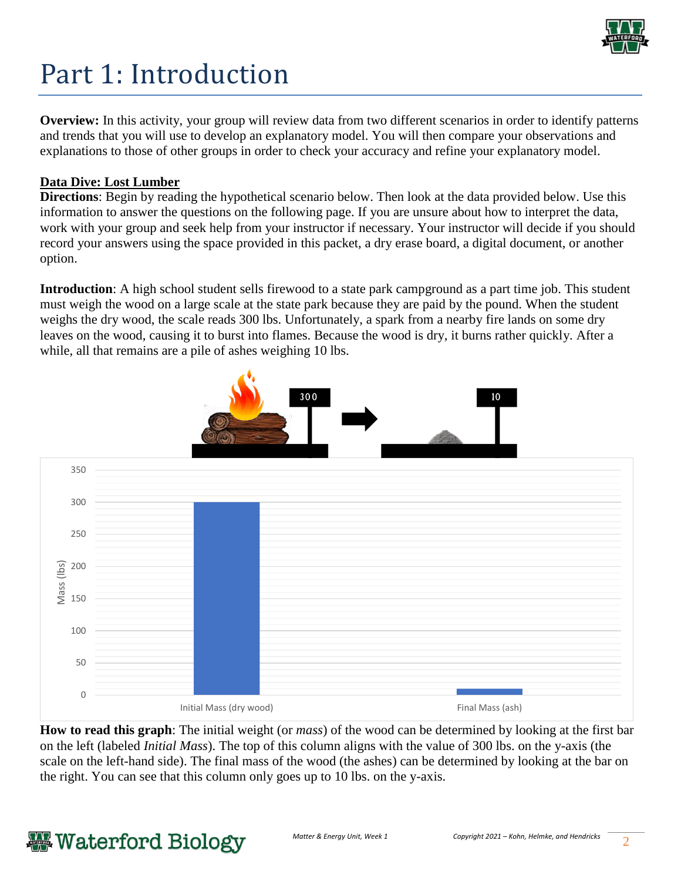# Part 1: Introduction

**Overview:** In this activity, your group will review data from two different scenarios in order to identify patterns and trends that you will use to develop an explanatory model. You will then compare your observations and explanations to those of other groups in order to check your accuracy and refine your explanatory model.

**Data Dive: Lost Lumber**

**Directions**: Begin by reading the hypothetical scenario below. Then look at the data provided below. Use this information to answer the questions on the following page. If you are unsure about how to interpret the data, work with your group and seek help from your instructor if necessary. Your instructor will decide if you should record your answers using the space provided in this packet, a dry erase board, a digital document, or another option.

**Introduction**: A high school student sells firewood to a state park campground as a part time job. This student must weigh the wood on a large scale at the state park because they are paid by the pound. When the student weighs the dry wood, the scale reads 300 lbs. Unfortunately, a spark from a nearby fire lands on some dry leaves on the wood, causing it to burst into flames. Because the wood is dry, it burns rather quickly. After a while, all that remains are a pile of ashes weighing 10 lbs.

300 → 10

Mass (lbs)

350
300
250
200
150
100
50
0

Initial Mass (dry wood) | Final Mass (ash)

**How to read this graph**: The initial weight (or *mass*) of the wood can be determined by looking at the first bar on the left (labeled *Initial Mass*). The top of this column aligns with the value of 300 lbs. on the y-axis (the scale on the left-hand side). The final mass of the wood (the ashes) can be determined by looking at the bar on the right. You can see that this column only goes up to 10 lbs. on the y-axis.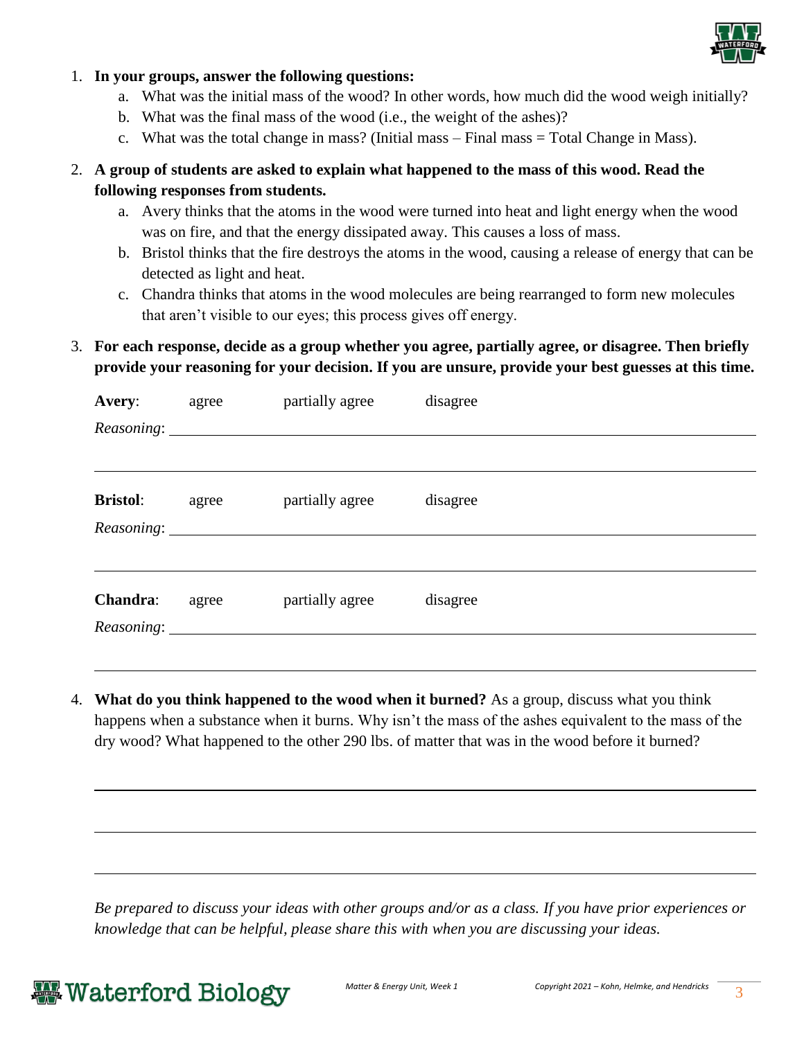1. **In your groups, answer the following questions:**
   a. What was the initial mass of the wood? In other words, how much did the wood weigh initially?
   b. What was the final mass of the wood (i.e., the weight of the ashes)?
   c. What was the total change in mass? (Initial mass – Final mass = Total Change in Mass).

2. **A group of students are asked to explain what happened to the mass of this wood. Read the following responses from students.**
   a. Avery thinks that the atoms in the wood were turned into heat and light energy when the wood was on fire, and that the energy dissipated away. This causes a loss of mass.
   b. Bristol thinks that the fire destroys the atoms in the wood, causing a release of energy that can be detected as light and heat.
   c. Chandra thinks that atoms in the wood molecules are being rearranged to form new molecules that aren't visible to our eyes; this process gives off energy.

3. **For each response, decide as a group whether you agree, partially agree, or disagree. Then briefly provide your reasoning for your decision. If you are unsure, provide your best guesses at this time.**

**Avery**: agree partially agree disagree

*Reasoning*: ______________________________________________

______________________________________________

**Bristol**: agree partially agree disagree

*Reasoning*: ______________________________________________

______________________________________________

**Chandra**: agree partially agree disagree

*Reasoning*: ______________________________________________

______________________________________________

4. **What do you think happened to the wood when it burned?** As a group, discuss what you think happens when a substance when it burns. Why isn't the mass of the ashes equivalent to the mass of the dry wood? What happened to the other 290 lbs. of matter that was in the wood before it burned?

______________________________________________

______________________________________________

______________________________________________

*Be prepared to discuss your ideas with other groups and/or as a class. If you have prior experiences or knowledge that can be helpful, please share this with when you are discussing your ideas.*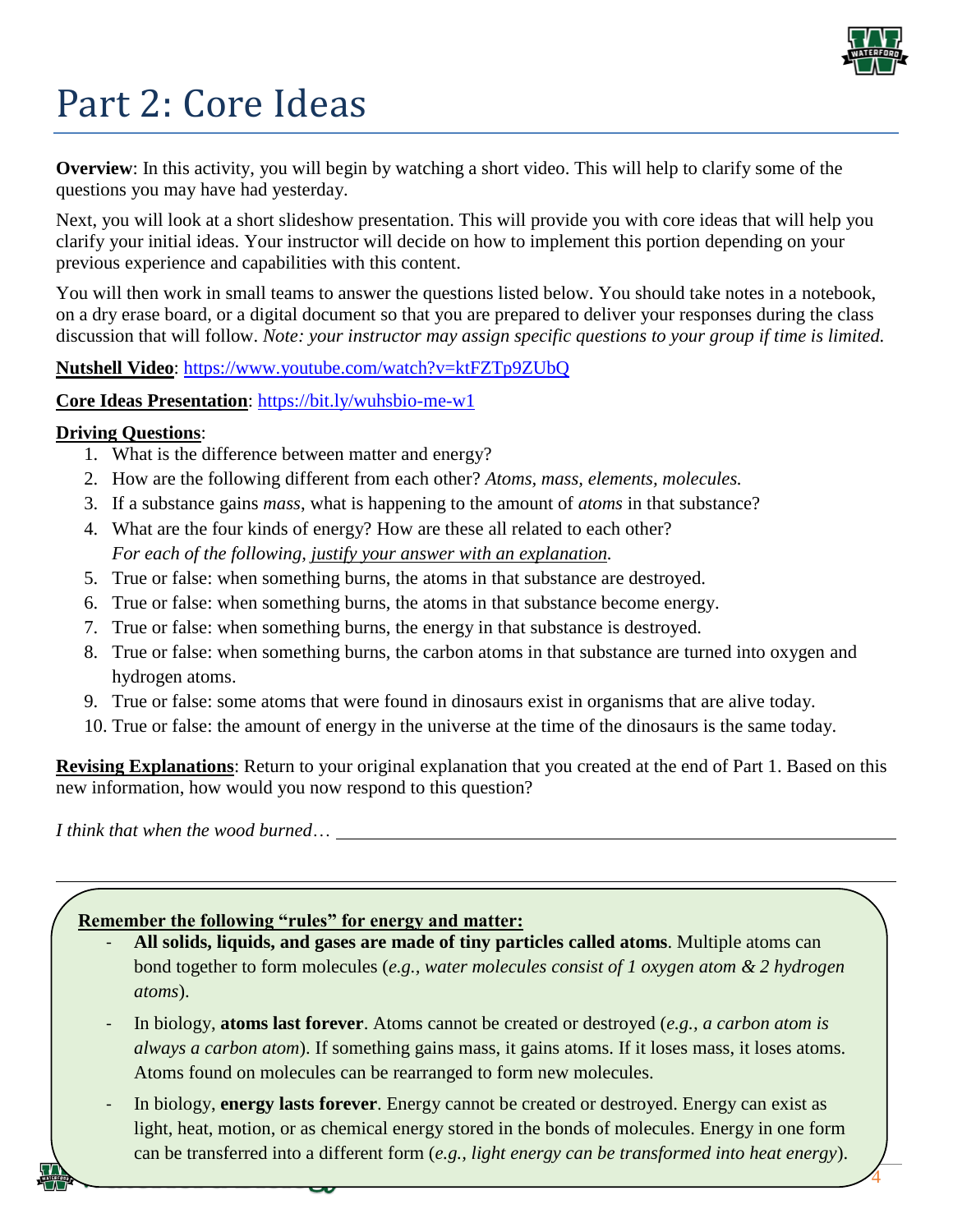# Part 2: Core Ideas

**Overview**: In this activity, you will begin by watching a short video. This will help to clarify some of the questions you may have had yesterday.

Next, you will look at a short slideshow presentation. This will provide you with core ideas that will help you clarify your initial ideas. Your instructor will decide on how to implement this portion depending on your previous experience and capabilities with this content.

You will then work in small teams to answer the questions listed below. You should take notes in a notebook, on a dry erase board, or a digital document so that you are prepared to deliver your responses during the class discussion that will follow. *Note: your instructor may assign specific questions to your group if time is limited.*

**Nutshell Video**: https://www.youtube.com/watch?v=ktFZTp9ZUbQ

**Core Ideas Presentation**: https://bit.ly/wuhsbio-me-w1

**Driving Questions**:

1. What is the difference between matter and energy?
2. How are the following different from each other? *Atoms, mass, elements, molecules.*
3. If a substance gains *mass*, what is happening to the amount of *atoms* in that substance?
4. What are the four kinds of energy? How are these all related to each other?
   *For each of the following, justify your answer with an explanation.*
5. True or false: when something burns, the atoms in that substance are destroyed.
6. True or false: when something burns, the atoms in that substance become energy.
7. True or false: when something burns, the energy in that substance is destroyed.
8. True or false: when something burns, the carbon atoms in that substance are turned into oxygen and hydrogen atoms.
9. True or false: some atoms that were found in dinosaurs exist in organisms that are alive today.
10. True or false: the amount of energy in the universe at the time of the dinosaurs is the same today.

**Revising Explanations**: Return to your original explanation that you created at the end of Part 1. Based on this new information, how would you now respond to this question?

*I think that when the wood burned…* ______________________________________________

______________________________________________________________________________

**Remember the following "rules" for energy and matter:**

- **All solids, liquids, and gases are made of tiny particles called atoms**. Multiple atoms can bond together to form molecules (*e.g., water molecules consist of 1 oxygen atom & 2 hydrogen atoms*).
- In biology, **atoms last forever**. Atoms cannot be created or destroyed (*e.g., a carbon atom is always a carbon atom*). If something gains mass, it gains atoms. If it loses mass, it loses atoms. Atoms found on molecules can be rearranged to form new molecules.
- In biology, **energy lasts forever**. Energy cannot be created or destroyed. Energy can exist as light, heat, motion, or as chemical energy stored in the bonds of molecules. Energy in one form can be transferred into a different form (*e.g., light energy can be transformed into heat energy*).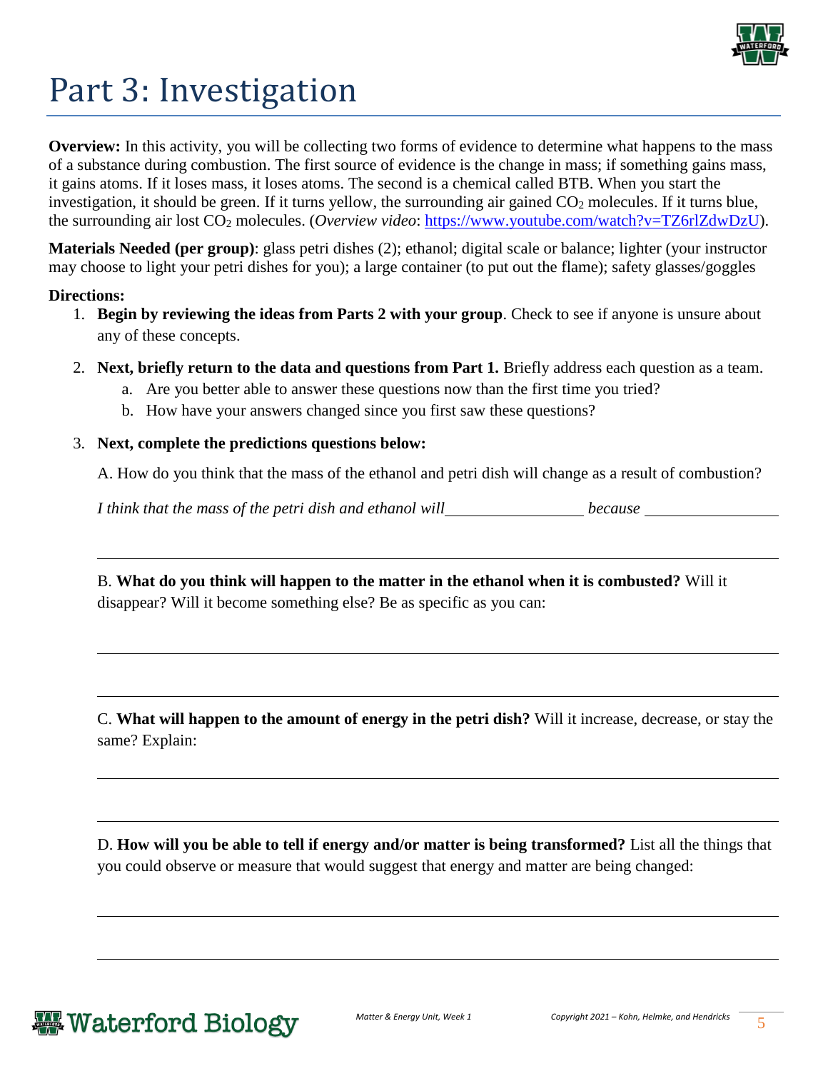# Part 3: Investigation

**Overview:** In this activity, you will be collecting two forms of evidence to determine what happens to the mass of a substance during combustion. The first source of evidence is the change in mass; if something gains mass, it gains atoms. If it loses mass, it loses atoms. The second is a chemical called BTB. When you start the investigation, it should be green. If it turns yellow, the surrounding air gained $CO_2$ molecules. If it turns blue, the surrounding air lost $CO_2$ molecules. (*Overview video*: https://www.youtube.com/watch?v=TZ6rlZdwDzU).

**Materials Needed (per group)**: glass petri dishes (2); ethanol; digital scale or balance; lighter (your instructor may choose to light your petri dishes for you); a large container (to put out the flame); safety glasses/goggles

**Directions:**

1. **Begin by reviewing the ideas from Parts 2 with your group**. Check to see if anyone is unsure about any of these concepts.
2. **Next, briefly return to the data and questions from Part 1.** Briefly address each question as a team.
    a. Are you better able to answer these questions now than the first time you tried?
    b. How have your answers changed since you first saw these questions?
3. **Next, complete the predictions questions below:**

A. How do you think that the mass of the ethanol and petri dish will change as a result of combustion?

*I think that the mass of the petri dish and ethanol will* \_\_\_\_\_\_\_\_\_\_\_\_\_\_\_\_ *because* \_\_\_\_\_\_\_\_\_\_\_\_\_\_\_\_

\_\_\_\_\_\_\_\_\_\_\_\_\_\_\_\_\_\_\_\_\_\_\_\_\_\_\_\_\_\_\_\_\_\_\_\_\_\_\_\_\_\_\_\_\_\_\_\_\_\_\_\_\_\_\_\_\_\_\_\_

B. **What do you think will happen to the matter in the ethanol when it is combusted?** Will it disappear? Will it become something else? Be as specific as you can:

\_\_\_\_\_\_\_\_\_\_\_\_\_\_\_\_\_\_\_\_\_\_\_\_\_\_\_\_\_\_\_\_\_\_\_\_\_\_\_\_\_\_\_\_\_\_\_\_\_\_\_\_\_\_\_\_\_\_\_\_

\_\_\_\_\_\_\_\_\_\_\_\_\_\_\_\_\_\_\_\_\_\_\_\_\_\_\_\_\_\_\_\_\_\_\_\_\_\_\_\_\_\_\_\_\_\_\_\_\_\_\_\_\_\_\_\_\_\_\_\_

C. **What will happen to the amount of energy in the petri dish?** Will it increase, decrease, or stay the same? Explain:

\_\_\_\_\_\_\_\_\_\_\_\_\_\_\_\_\_\_\_\_\_\_\_\_\_\_\_\_\_\_\_\_\_\_\_\_\_\_\_\_\_\_\_\_\_\_\_\_\_\_\_\_\_\_\_\_\_\_\_\_

\_\_\_\_\_\_\_\_\_\_\_\_\_\_\_\_\_\_\_\_\_\_\_\_\_\_\_\_\_\_\_\_\_\_\_\_\_\_\_\_\_\_\_\_\_\_\_\_\_\_\_\_\_\_\_\_\_\_\_\_

D. **How will you be able to tell if energy and/or matter is being transformed?** List all the things that you could observe or measure that would suggest that energy and matter are being changed:

\_\_\_\_\_\_\_\_\_\_\_\_\_\_\_\_\_\_\_\_\_\_\_\_\_\_\_\_\_\_\_\_\_\_\_\_\_\_\_\_\_\_\_\_\_\_\_\_\_\_\_\_\_\_\_\_\_\_\_\_

\_\_\_\_\_\_\_\_\_\_\_\_\_\_\_\_\_\_\_\_\_\_\_\_\_\_\_\_\_\_\_\_\_\_\_\_\_\_\_\_\_\_\_\_\_\_\_\_\_\_\_\_\_\_\_\_\_\_\_\_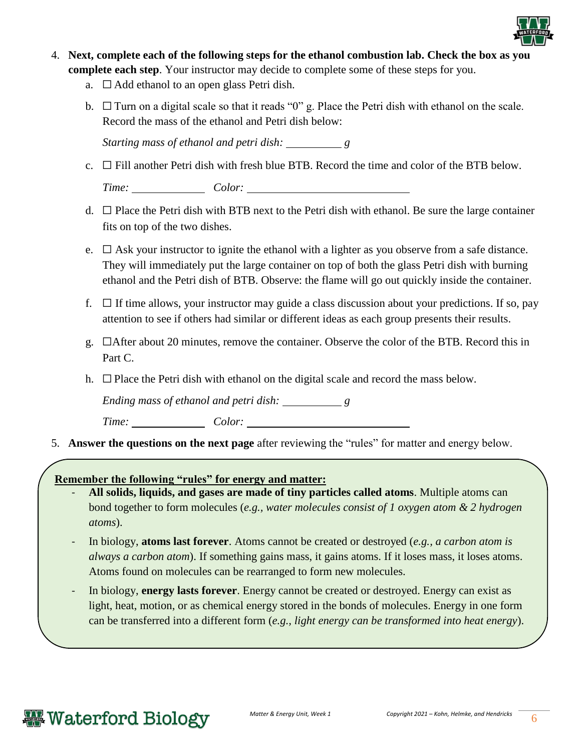4. **Next, complete each of the following steps for the ethanol combustion lab. Check the box as you complete each step**. Your instructor may decide to complete some of these steps for you.
   a. ☐ Add ethanol to an open glass Petri dish.
   b. ☐ Turn on a digital scale so that it reads "0" g. Place the Petri dish with ethanol on the scale. Record the mass of the ethanol and Petri dish below:

      *Starting mass of ethanol and petri dish: __________ g*

   c. ☐ Fill another Petri dish with fresh blue BTB. Record the time and color of the BTB below.

      *Time: _____________ Color: _____________________________*

   d. ☐ Place the Petri dish with BTB next to the Petri dish with ethanol. Be sure the large container fits on top of the two dishes.
   e. ☐ Ask your instructor to ignite the ethanol with a lighter as you observe from a safe distance. They will immediately put the large container on top of both the glass Petri dish with burning ethanol and the Petri dish of BTB. Observe: the flame will go out quickly inside the container.
   f. ☐ If time allows, your instructor may guide a class discussion about your predictions. If so, pay attention to see if others had similar or different ideas as each group presents their results.
   g. ☐After about 20 minutes, remove the container. Observe the color of the BTB. Record this in Part C.
   h. ☐ Place the Petri dish with ethanol on the digital scale and record the mass below.

      *Ending mass of ethanol and petri dish: ___________ g*

      *Time: _____________ Color: _____________________________*

5. **Answer the questions on the next page** after reviewing the "rules" for matter and energy below.

**Remember the following "rules" for energy and matter:**

- **All solids, liquids, and gases are made of tiny particles called atoms**. Multiple atoms can bond together to form molecules (*e.g., water molecules consist of 1 oxygen atom & 2 hydrogen atoms*).
- In biology, **atoms last forever**. Atoms cannot be created or destroyed (*e.g., a carbon atom is always a carbon atom*). If something gains mass, it gains atoms. If it loses mass, it loses atoms. Atoms found on molecules can be rearranged to form new molecules.
- In biology, **energy lasts forever**. Energy cannot be created or destroyed. Energy can exist as light, heat, motion, or as chemical energy stored in the bonds of molecules. Energy in one form can be transferred into a different form (*e.g., light energy can be transformed into heat energy*).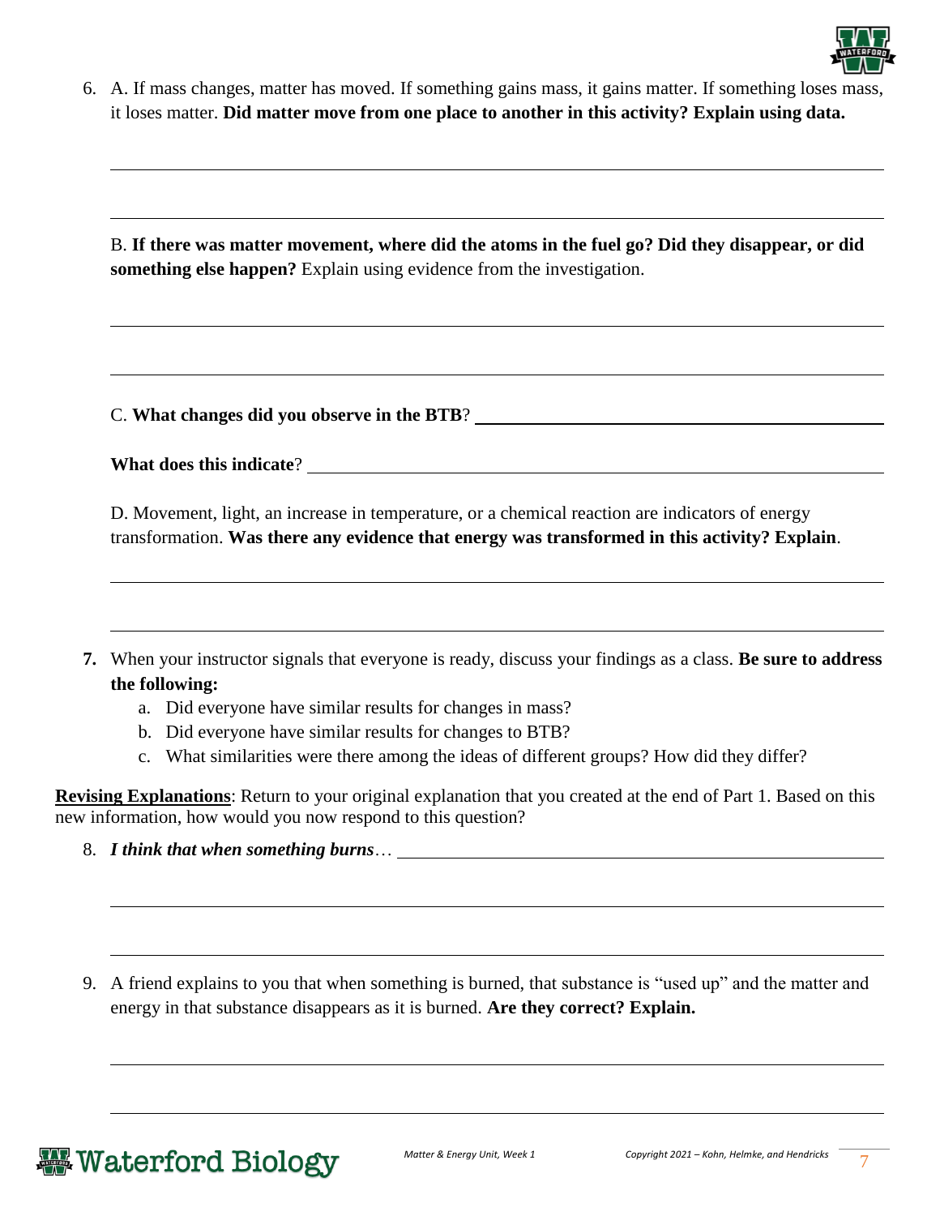6. A. If mass changes, matter has moved. If something gains mass, it gains matter. If something loses mass, it loses matter. **Did matter move from one place to another in this activity? Explain using data.**

   B. **If there was matter movement, where did the atoms in the fuel go? Did they disappear, or did something else happen?** Explain using evidence from the investigation.

   C. **What changes did you observe in the BTB**? ______________________

   **What does this indicate**? ______________________

   D. Movement, light, an increase in temperature, or a chemical reaction are indicators of energy transformation. **Was there any evidence that energy was transformed in this activity? Explain**.

7. When your instructor signals that everyone is ready, discuss your findings as a class. **Be sure to address the following:**
   a. Did everyone have similar results for changes in mass?
   b. Did everyone have similar results for changes to BTB?
   c. What similarities were there among the ideas of different groups? How did they differ?

**Revising Explanations**: Return to your original explanation that you created at the end of Part 1. Based on this new information, how would you now respond to this question?

8. ***I think that when something burns***… ______________________

9. A friend explains to you that when something is burned, that substance is "used up" and the matter and energy in that substance disappears as it is burned. **Are they correct? Explain.**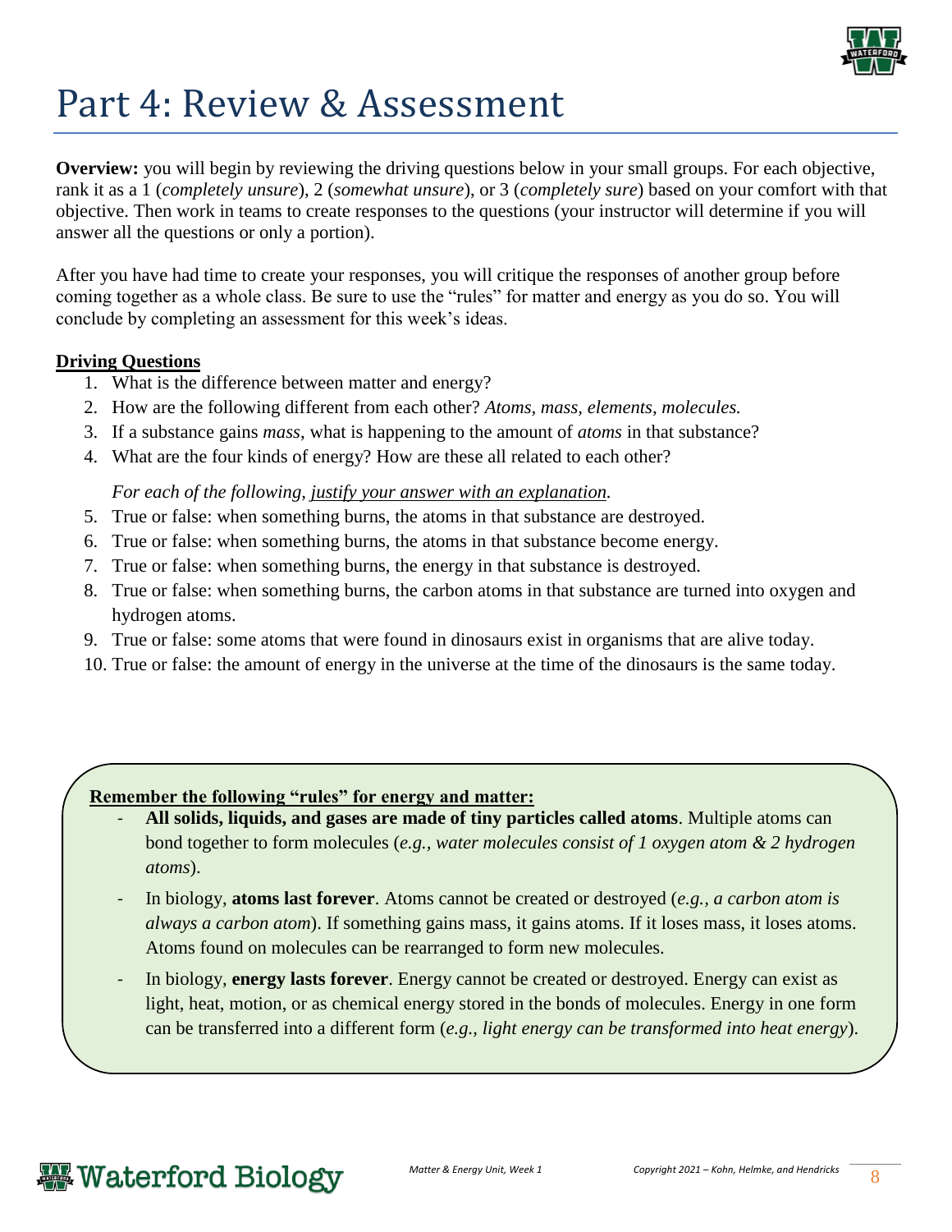# Part 4: Review & Assessment

**Overview:** you will begin by reviewing the driving questions below in your small groups. For each objective, rank it as a 1 (*completely unsure*), 2 (*somewhat unsure*), or 3 (*completely sure*) based on your comfort with that objective. Then work in teams to create responses to the questions (your instructor will determine if you will answer all the questions or only a portion).

After you have had time to create your responses, you will critique the responses of another group before coming together as a whole class. Be sure to use the "rules" for matter and energy as you do so. You will conclude by completing an assessment for this week's ideas.

**Driving Questions**

1. What is the difference between matter and energy?
2. How are the following different from each other? *Atoms, mass, elements, molecules.*
3. If a substance gains *mass*, what is happening to the amount of *atoms* in that substance?
4. What are the four kinds of energy? How are these all related to each other?

   *For each of the following, justify your answer with an explanation.*

5. True or false: when something burns, the atoms in that substance are destroyed.
6. True or false: when something burns, the atoms in that substance become energy.
7. True or false: when something burns, the energy in that substance is destroyed.
8. True or false: when something burns, the carbon atoms in that substance are turned into oxygen and hydrogen atoms.
9. True or false: some atoms that were found in dinosaurs exist in organisms that are alive today.
10. True or false: the amount of energy in the universe at the time of the dinosaurs is the same today.

**Remember the following "rules" for energy and matter:**

- **All solids, liquids, and gases are made of tiny particles called atoms**. Multiple atoms can bond together to form molecules (*e.g., water molecules consist of 1 oxygen atom & 2 hydrogen atoms*).
- In biology, **atoms last forever**. Atoms cannot be created or destroyed (*e.g., a carbon atom is always a carbon atom*). If something gains mass, it gains atoms. If it loses mass, it loses atoms. Atoms found on molecules can be rearranged to form new molecules.
- In biology, **energy lasts forever**. Energy cannot be created or destroyed. Energy can exist as light, heat, motion, or as chemical energy stored in the bonds of molecules. Energy in one form can be transferred into a different form (*e.g., light energy can be transformed into heat energy*).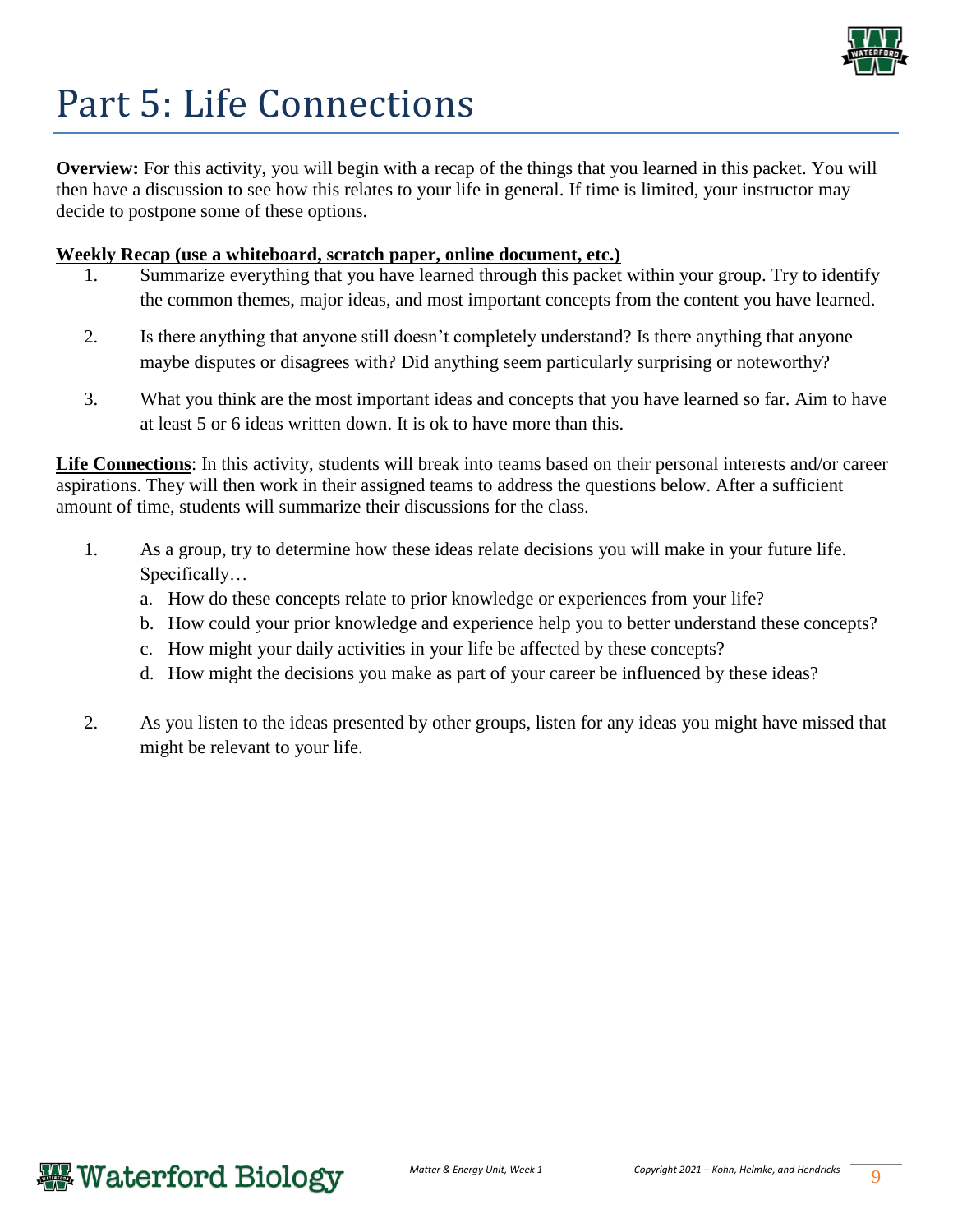# Part 5: Life Connections

**Overview:** For this activity, you will begin with a recap of the things that you learned in this packet. You will then have a discussion to see how this relates to your life in general. If time is limited, your instructor may decide to postpone some of these options.

**Weekly Recap (use a whiteboard, scratch paper, online document, etc.)**

1. Summarize everything that you have learned through this packet within your group. Try to identify the common themes, major ideas, and most important concepts from the content you have learned.
2. Is there anything that anyone still doesn't completely understand? Is there anything that anyone maybe disputes or disagrees with? Did anything seem particularly surprising or noteworthy?
3. What you think are the most important ideas and concepts that you have learned so far. Aim to have at least 5 or 6 ideas written down. It is ok to have more than this.

**Life Connections**: In this activity, students will break into teams based on their personal interests and/or career aspirations. They will then work in their assigned teams to address the questions below. After a sufficient amount of time, students will summarize their discussions for the class.

1. As a group, try to determine how these ideas relate decisions you will make in your future life. Specifically…
   a. How do these concepts relate to prior knowledge or experiences from your life?
   b. How could your prior knowledge and experience help you to better understand these concepts?
   c. How might your daily activities in your life be affected by these concepts?
   d. How might the decisions you make as part of your career be influenced by these ideas?
2. As you listen to the ideas presented by other groups, listen for any ideas you might have missed that might be relevant to your life.